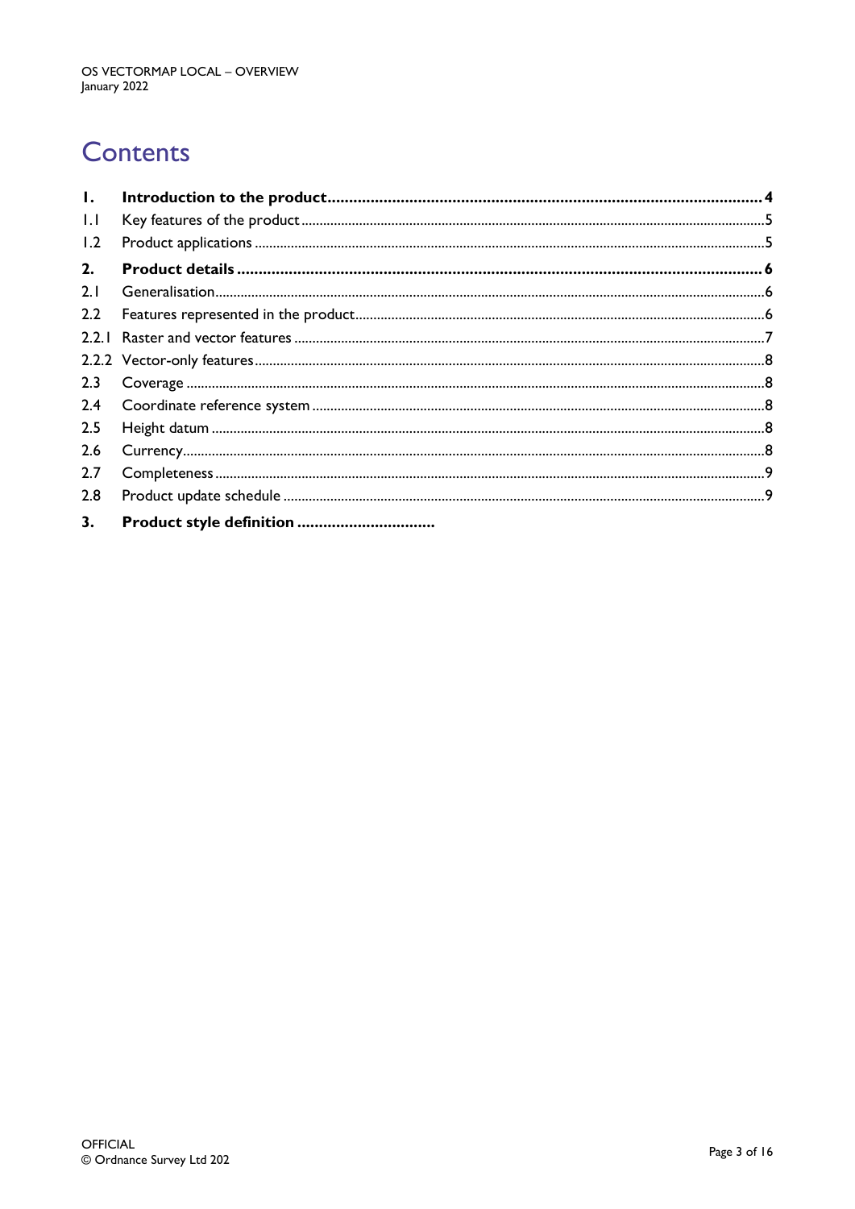# Contents

| | | |
|---|---|---|
| **1.** | **Introduction to the product** | **4** |
| 1.1 | Key features of the product | 5 |
| 1.2 | Product applications | 5 |
| **2.** | **Product details** | **6** |
| 2.1 | Generalisation | 6 |
| 2.2 | Features represented in the product | 6 |
| 2.2.1 | Raster and vector features | 7 |
| 2.2.2 | Vector-only features | 8 |
| 2.3 | Coverage | 8 |
| 2.4 | Coordinate reference system | 8 |
| 2.5 | Height datum | 8 |
| 2.6 | Currency | 8 |
| 2.7 | Completeness | 9 |
| 2.8 | Product update schedule | 9 |
| **3.** | **Product style definition** | |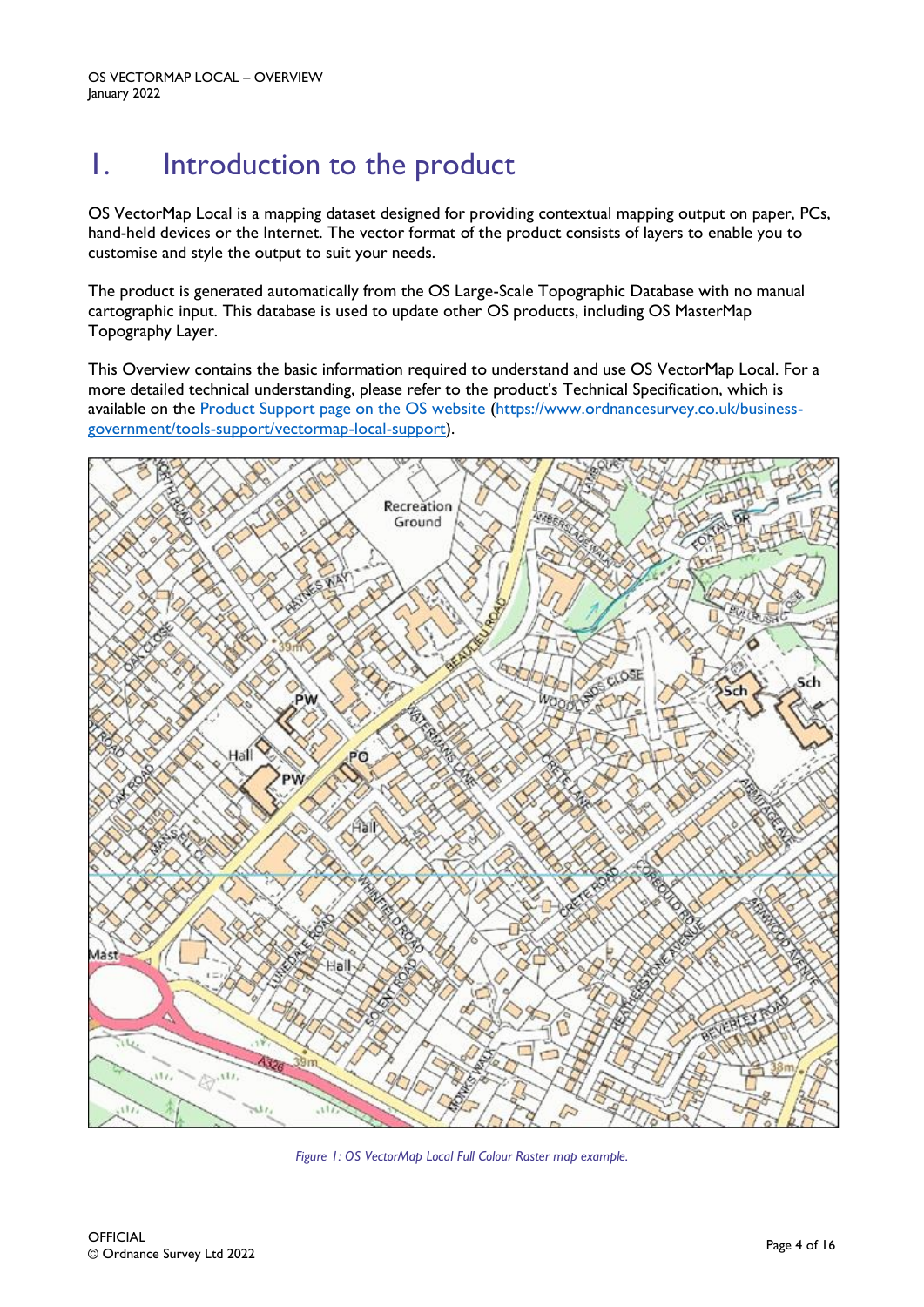# 1. Introduction to the product

OS VectorMap Local is a mapping dataset designed for providing contextual mapping output on paper, PCs, hand-held devices or the Internet. The vector format of the product consists of layers to enable you to customise and style the output to suit your needs.

The product is generated automatically from the OS Large-Scale Topographic Database with no manual cartographic input. This database is used to update other OS products, including OS MasterMap Topography Layer.

This Overview contains the basic information required to understand and use OS VectorMap Local. For a more detailed technical understanding, please refer to the product's Technical Specification, which is available on the [Product Support page on the OS website](https://www.ordnancesurvey.co.uk/business-government/tools-support/vectormap-local-support) (https://www.ordnancesurvey.co.uk/business-government/tools-support/vectormap-local-support).

*Figure 1: OS VectorMap Local Full Colour Raster map example.*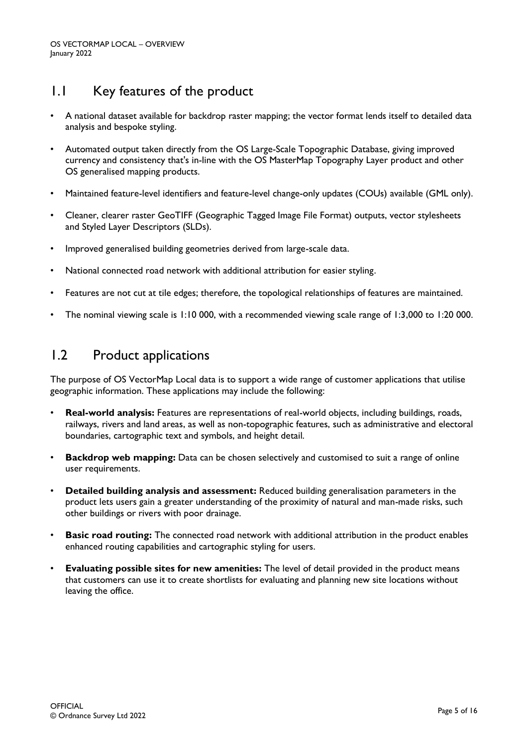## 1.1 Key features of the product

- A national dataset available for backdrop raster mapping; the vector format lends itself to detailed data analysis and bespoke styling.
- Automated output taken directly from the OS Large-Scale Topographic Database, giving improved currency and consistency that's in-line with the OS MasterMap Topography Layer product and other OS generalised mapping products.
- Maintained feature-level identifiers and feature-level change-only updates (COUs) available (GML only).
- Cleaner, clearer raster GeoTIFF (Geographic Tagged Image File Format) outputs, vector stylesheets and Styled Layer Descriptors (SLDs).
- Improved generalised building geometries derived from large-scale data.
- National connected road network with additional attribution for easier styling.
- Features are not cut at tile edges; therefore, the topological relationships of features are maintained.
- The nominal viewing scale is 1:10 000, with a recommended viewing scale range of 1:3,000 to 1:20 000.

## 1.2 Product applications

The purpose of OS VectorMap Local data is to support a wide range of customer applications that utilise geographic information. These applications may include the following:

- **Real-world analysis:** Features are representations of real-world objects, including buildings, roads, railways, rivers and land areas, as well as non-topographic features, such as administrative and electoral boundaries, cartographic text and symbols, and height detail.
- **Backdrop web mapping:** Data can be chosen selectively and customised to suit a range of online user requirements.
- **Detailed building analysis and assessment:** Reduced building generalisation parameters in the product lets users gain a greater understanding of the proximity of natural and man-made risks, such other buildings or rivers with poor drainage.
- **Basic road routing:** The connected road network with additional attribution in the product enables enhanced routing capabilities and cartographic styling for users.
- **Evaluating possible sites for new amenities:** The level of detail provided in the product means that customers can use it to create shortlists for evaluating and planning new site locations without leaving the office.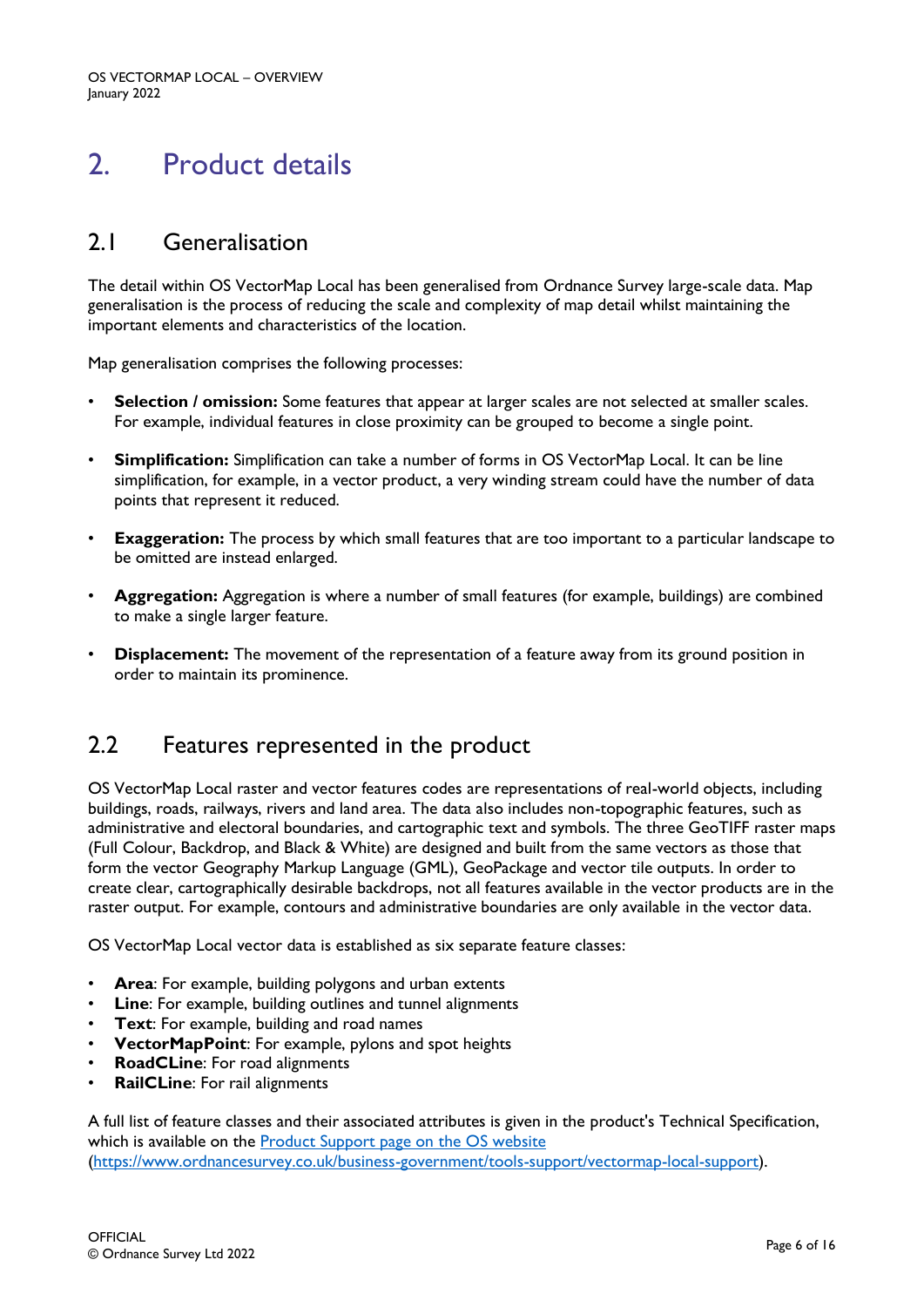# 2. Product details

## 2.1 Generalisation

The detail within OS VectorMap Local has been generalised from Ordnance Survey large-scale data. Map generalisation is the process of reducing the scale and complexity of map detail whilst maintaining the important elements and characteristics of the location.

Map generalisation comprises the following processes:

- **Selection / omission:** Some features that appear at larger scales are not selected at smaller scales. For example, individual features in close proximity can be grouped to become a single point.
- **Simplification:** Simplification can take a number of forms in OS VectorMap Local. It can be line simplification, for example, in a vector product, a very winding stream could have the number of data points that represent it reduced.
- **Exaggeration:** The process by which small features that are too important to a particular landscape to be omitted are instead enlarged.
- **Aggregation:** Aggregation is where a number of small features (for example, buildings) are combined to make a single larger feature.
- **Displacement:** The movement of the representation of a feature away from its ground position in order to maintain its prominence.

## 2.2 Features represented in the product

OS VectorMap Local raster and vector features codes are representations of real-world objects, including buildings, roads, railways, rivers and land area. The data also includes non-topographic features, such as administrative and electoral boundaries, and cartographic text and symbols. The three GeoTIFF raster maps (Full Colour, Backdrop, and Black & White) are designed and built from the same vectors as those that form the vector Geography Markup Language (GML), GeoPackage and vector tile outputs. In order to create clear, cartographically desirable backdrops, not all features available in the vector products are in the raster output. For example, contours and administrative boundaries are only available in the vector data.

OS VectorMap Local vector data is established as six separate feature classes:

- **Area**: For example, building polygons and urban extents
- **Line**: For example, building outlines and tunnel alignments
- **Text**: For example, building and road names
- **VectorMapPoint**: For example, pylons and spot heights
- **RoadCLine**: For road alignments
- **RailCLine**: For rail alignments

A full list of feature classes and their associated attributes is given in the product's Technical Specification, which is available on the [Product Support page on the OS website](https://www.ordnancesurvey.co.uk/business-government/tools-support/vectormap-local-support) (https://www.ordnancesurvey.co.uk/business-government/tools-support/vectormap-local-support).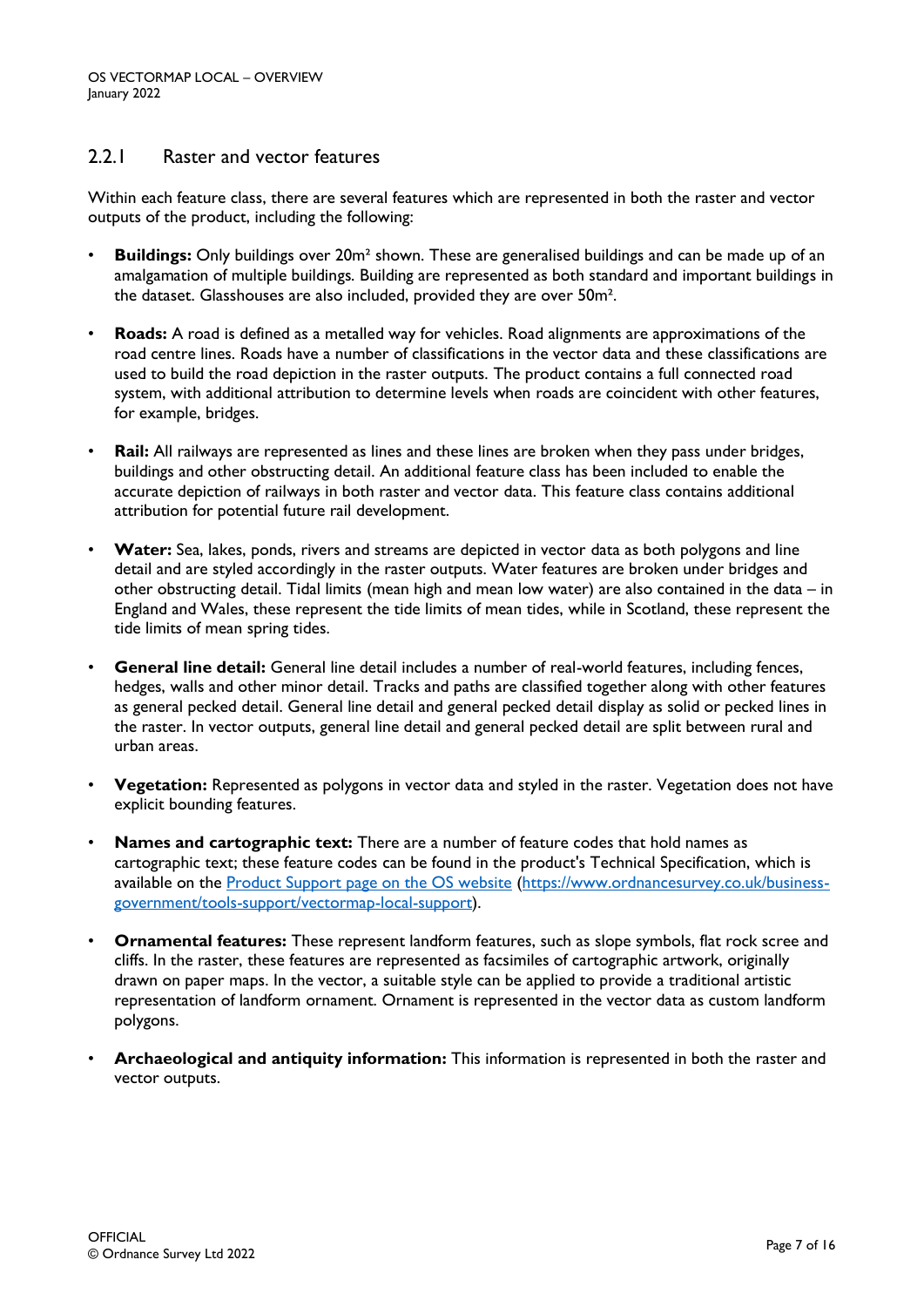### 2.2.1 Raster and vector features

Within each feature class, there are several features which are represented in both the raster and vector outputs of the product, including the following:

- **Buildings:** Only buildings over 20m² shown. These are generalised buildings and can be made up of an amalgamation of multiple buildings. Building are represented as both standard and important buildings in the dataset. Glasshouses are also included, provided they are over 50m².
- **Roads:** A road is defined as a metalled way for vehicles. Road alignments are approximations of the road centre lines. Roads have a number of classifications in the vector data and these classifications are used to build the road depiction in the raster outputs. The product contains a full connected road system, with additional attribution to determine levels when roads are coincident with other features, for example, bridges.
- **Rail:** All railways are represented as lines and these lines are broken when they pass under bridges, buildings and other obstructing detail. An additional feature class has been included to enable the accurate depiction of railways in both raster and vector data. This feature class contains additional attribution for potential future rail development.
- **Water:** Sea, lakes, ponds, rivers and streams are depicted in vector data as both polygons and line detail and are styled accordingly in the raster outputs. Water features are broken under bridges and other obstructing detail. Tidal limits (mean high and mean low water) are also contained in the data – in England and Wales, these represent the tide limits of mean tides, while in Scotland, these represent the tide limits of mean spring tides.
- **General line detail:** General line detail includes a number of real-world features, including fences, hedges, walls and other minor detail. Tracks and paths are classified together along with other features as general pecked detail. General line detail and general pecked detail display as solid or pecked lines in the raster. In vector outputs, general line detail and general pecked detail are split between rural and urban areas.
- **Vegetation:** Represented as polygons in vector data and styled in the raster. Vegetation does not have explicit bounding features.
- **Names and cartographic text:** There are a number of feature codes that hold names as cartographic text; these feature codes can be found in the product's Technical Specification, which is available on the [Product Support page on the OS website](https://www.ordnancesurvey.co.uk/business-government/tools-support/vectormap-local-support) (https://www.ordnancesurvey.co.uk/business-government/tools-support/vectormap-local-support).
- **Ornamental features:** These represent landform features, such as slope symbols, flat rock scree and cliffs. In the raster, these features are represented as facsimiles of cartographic artwork, originally drawn on paper maps. In the vector, a suitable style can be applied to provide a traditional artistic representation of landform ornament. Ornament is represented in the vector data as custom landform polygons.
- **Archaeological and antiquity information:** This information is represented in both the raster and vector outputs.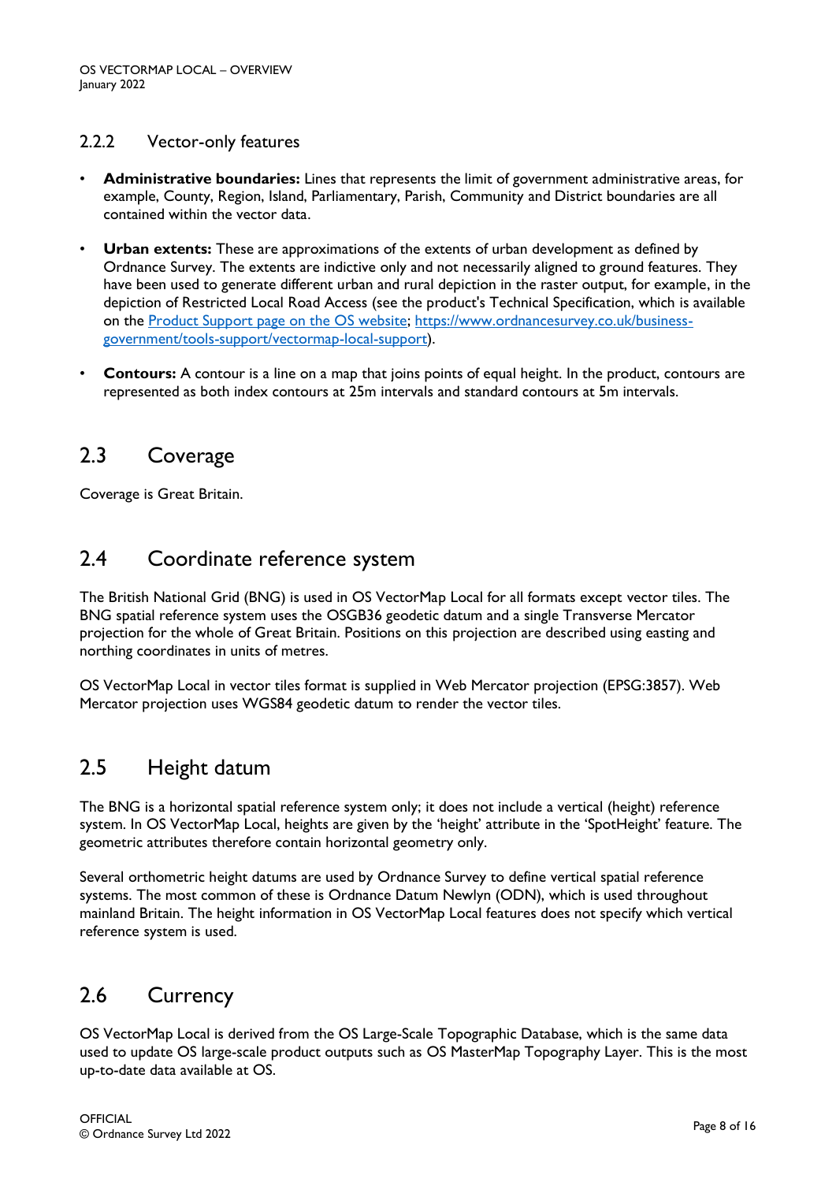### 2.2.2 Vector-only features

- **Administrative boundaries:** Lines that represents the limit of government administrative areas, for example, County, Region, Island, Parliamentary, Parish, Community and District boundaries are all contained within the vector data.
- **Urban extents:** These are approximations of the extents of urban development as defined by Ordnance Survey. The extents are indictive only and not necessarily aligned to ground features. They have been used to generate different urban and rural depiction in the raster output, for example, in the depiction of Restricted Local Road Access (see the product's Technical Specification, which is available on the [Product Support page on the OS website](https://www.ordnancesurvey.co.uk/business-government/tools-support/vectormap-local-support); [https://www.ordnancesurvey.co.uk/business-government/tools-support/vectormap-local-support](https://www.ordnancesurvey.co.uk/business-government/tools-support/vectormap-local-support)).
- **Contours:** A contour is a line on a map that joins points of equal height. In the product, contours are represented as both index contours at 25m intervals and standard contours at 5m intervals.

## 2.3 Coverage

Coverage is Great Britain.

## 2.4 Coordinate reference system

The British National Grid (BNG) is used in OS VectorMap Local for all formats except vector tiles. The BNG spatial reference system uses the OSGB36 geodetic datum and a single Transverse Mercator projection for the whole of Great Britain. Positions on this projection are described using easting and northing coordinates in units of metres.

OS VectorMap Local in vector tiles format is supplied in Web Mercator projection (EPSG:3857). Web Mercator projection uses WGS84 geodetic datum to render the vector tiles.

## 2.5 Height datum

The BNG is a horizontal spatial reference system only; it does not include a vertical (height) reference system. In OS VectorMap Local, heights are given by the 'height' attribute in the 'SpotHeight' feature. The geometric attributes therefore contain horizontal geometry only.

Several orthometric height datums are used by Ordnance Survey to define vertical spatial reference systems. The most common of these is Ordnance Datum Newlyn (ODN), which is used throughout mainland Britain. The height information in OS VectorMap Local features does not specify which vertical reference system is used.

## 2.6 Currency

OS VectorMap Local is derived from the OS Large-Scale Topographic Database, which is the same data used to update OS large-scale product outputs such as OS MasterMap Topography Layer. This is the most up-to-date data available at OS.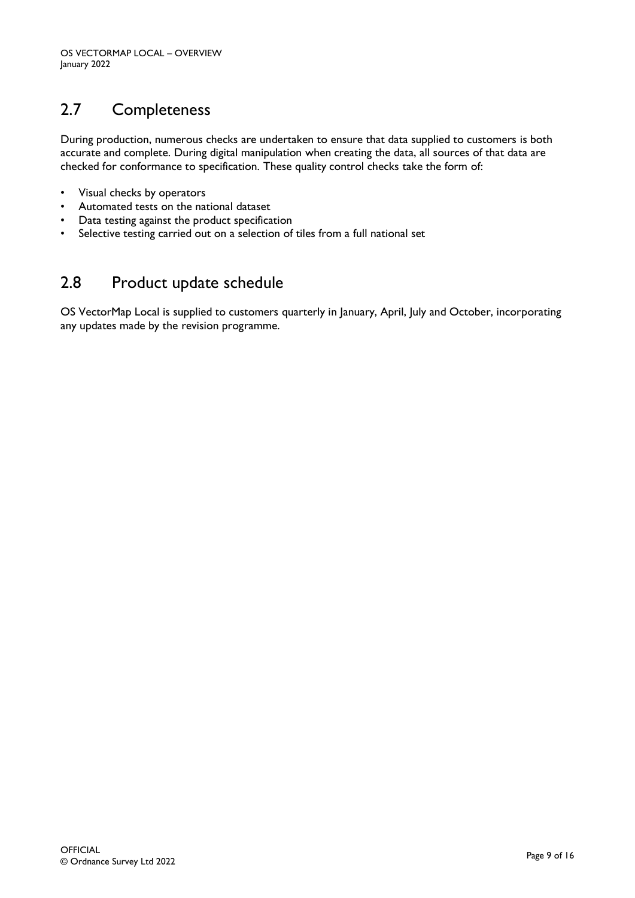## 2.7 Completeness

During production, numerous checks are undertaken to ensure that data supplied to customers is both accurate and complete. During digital manipulation when creating the data, all sources of that data are checked for conformance to specification. These quality control checks take the form of:

- Visual checks by operators
- Automated tests on the national dataset
- Data testing against the product specification
- Selective testing carried out on a selection of tiles from a full national set

## 2.8 Product update schedule

OS VectorMap Local is supplied to customers quarterly in January, April, July and October, incorporating any updates made by the revision programme.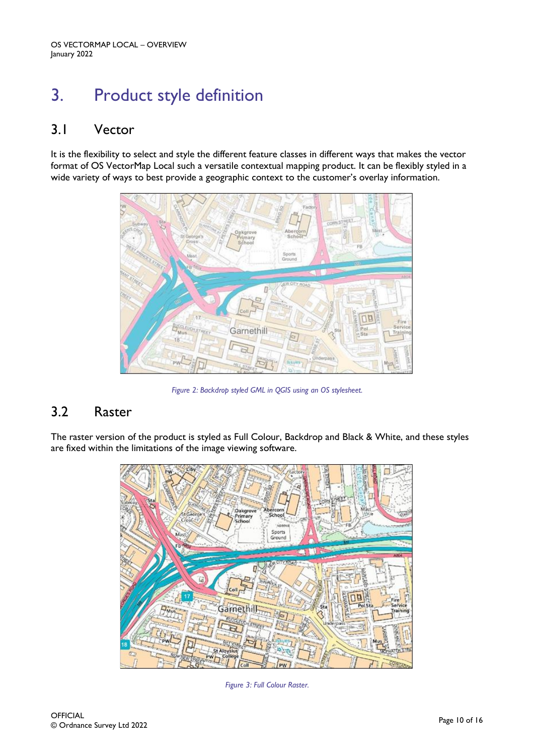# 3. Product style definition

## 3.1 Vector

It is the flexibility to select and style the different feature classes in different ways that makes the vector format of OS VectorMap Local such a versatile contextual mapping product. It can be flexibly styled in a wide variety of ways to best provide a geographic context to the customer's overlay information.

*Figure 2: Backdrop styled GML in QGIS using an OS stylesheet.*

## 3.2 Raster

The raster version of the product is styled as Full Colour, Backdrop and Black & White, and these styles are fixed within the limitations of the image viewing software.

*Figure 3: Full Colour Raster.*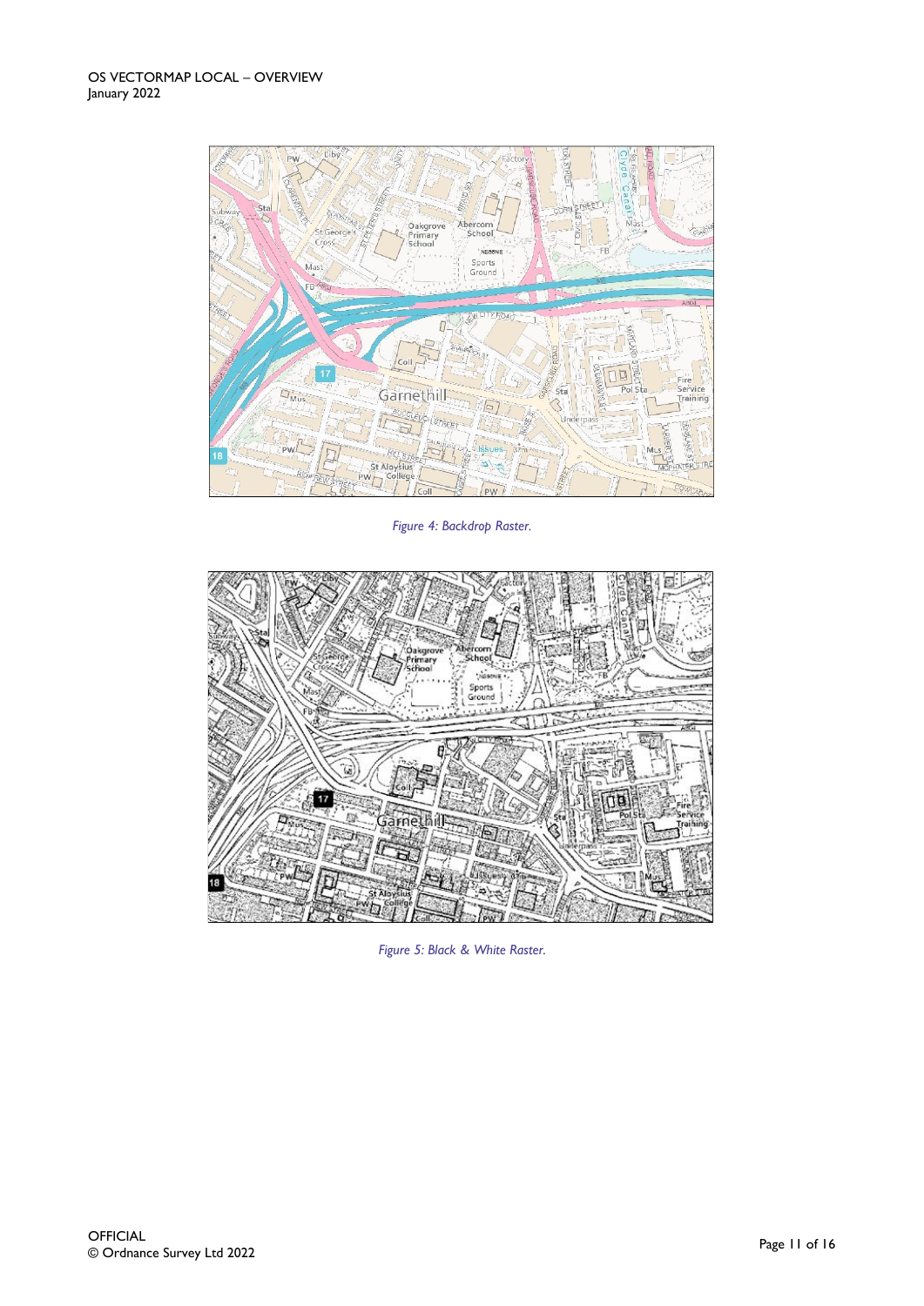*Figure 4: Backdrop Raster.*

*Figure 5: Black & White Raster.*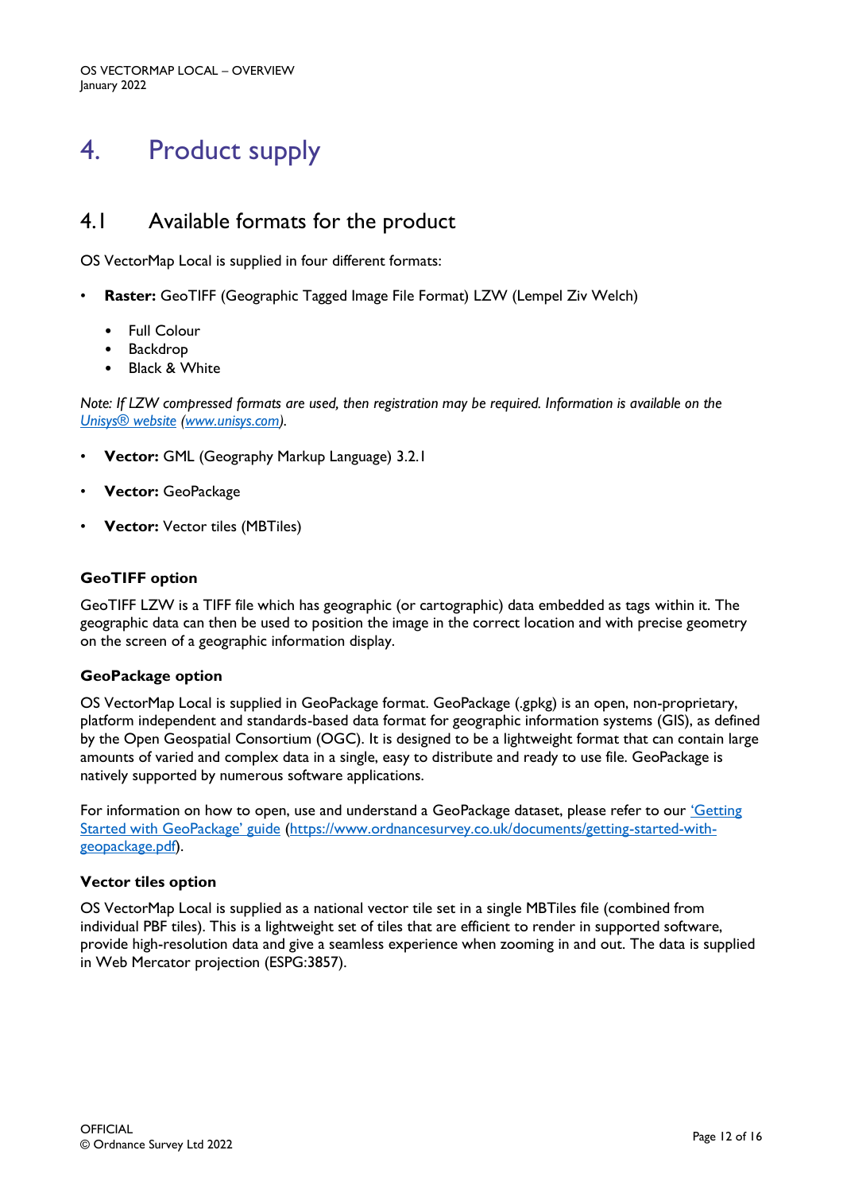# 4. Product supply

## 4.1 Available formats for the product

OS VectorMap Local is supplied in four different formats:

- **Raster:** GeoTIFF (Geographic Tagged Image File Format) LZW (Lempel Ziv Welch)
    - Full Colour
    - Backdrop
    - Black & White

*Note: If LZW compressed formats are used, then registration may be required. Information is available on the [Unisys® website](www.unisys.com) (www.unisys.com).*

- **Vector:** GML (Geography Markup Language) 3.2.1
- **Vector:** GeoPackage
- **Vector:** Vector tiles (MBTiles)

### GeoTIFF option

GeoTIFF LZW is a TIFF file which has geographic (or cartographic) data embedded as tags within it. The geographic data can then be used to position the image in the correct location and with precise geometry on the screen of a geographic information display.

### GeoPackage option

OS VectorMap Local is supplied in GeoPackage format. GeoPackage (.gpkg) is an open, non-proprietary, platform independent and standards-based data format for geographic information systems (GIS), as defined by the Open Geospatial Consortium (OGC). It is designed to be a lightweight format that can contain large amounts of varied and complex data in a single, easy to distribute and ready to use file. GeoPackage is natively supported by numerous software applications.

For information on how to open, use and understand a GeoPackage dataset, please refer to our ['Getting Started with GeoPackage' guide](https://www.ordnancesurvey.co.uk/documents/getting-started-with-geopackage.pdf) (https://www.ordnancesurvey.co.uk/documents/getting-started-with-geopackage.pdf).

### Vector tiles option

OS VectorMap Local is supplied as a national vector tile set in a single MBTiles file (combined from individual PBF tiles). This is a lightweight set of tiles that are efficient to render in supported software, provide high-resolution data and give a seamless experience when zooming in and out. The data is supplied in Web Mercator projection (ESPG:3857).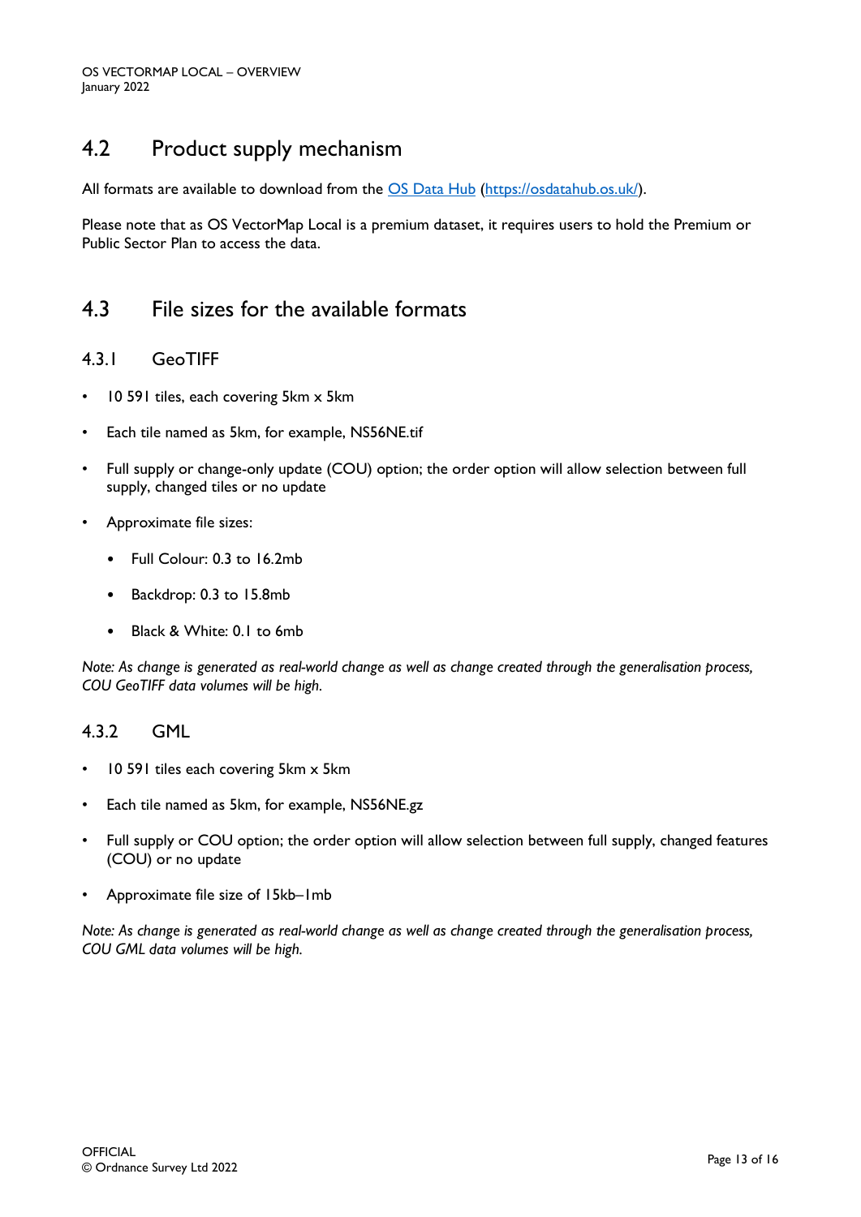## 4.2 Product supply mechanism

All formats are available to download from the [OS Data Hub](https://osdatahub.os.uk/) (https://osdatahub.os.uk/).

Please note that as OS VectorMap Local is a premium dataset, it requires users to hold the Premium or Public Sector Plan to access the data.

## 4.3 File sizes for the available formats

### 4.3.1 GeoTIFF

- 10 591 tiles, each covering 5km x 5km
- Each tile named as 5km, for example, NS56NE.tif
- Full supply or change-only update (COU) option; the order option will allow selection between full supply, changed tiles or no update
- Approximate file sizes:
  - Full Colour: 0.3 to 16.2mb
  - Backdrop: 0.3 to 15.8mb
  - Black & White: 0.1 to 6mb

*Note: As change is generated as real-world change as well as change created through the generalisation process, COU GeoTIFF data volumes will be high.*

### 4.3.2 GML

- 10 591 tiles each covering 5km x 5km
- Each tile named as 5km, for example, NS56NE.gz
- Full supply or COU option; the order option will allow selection between full supply, changed features (COU) or no update
- Approximate file size of 15kb–1mb

*Note: As change is generated as real-world change as well as change created through the generalisation process, COU GML data volumes will be high.*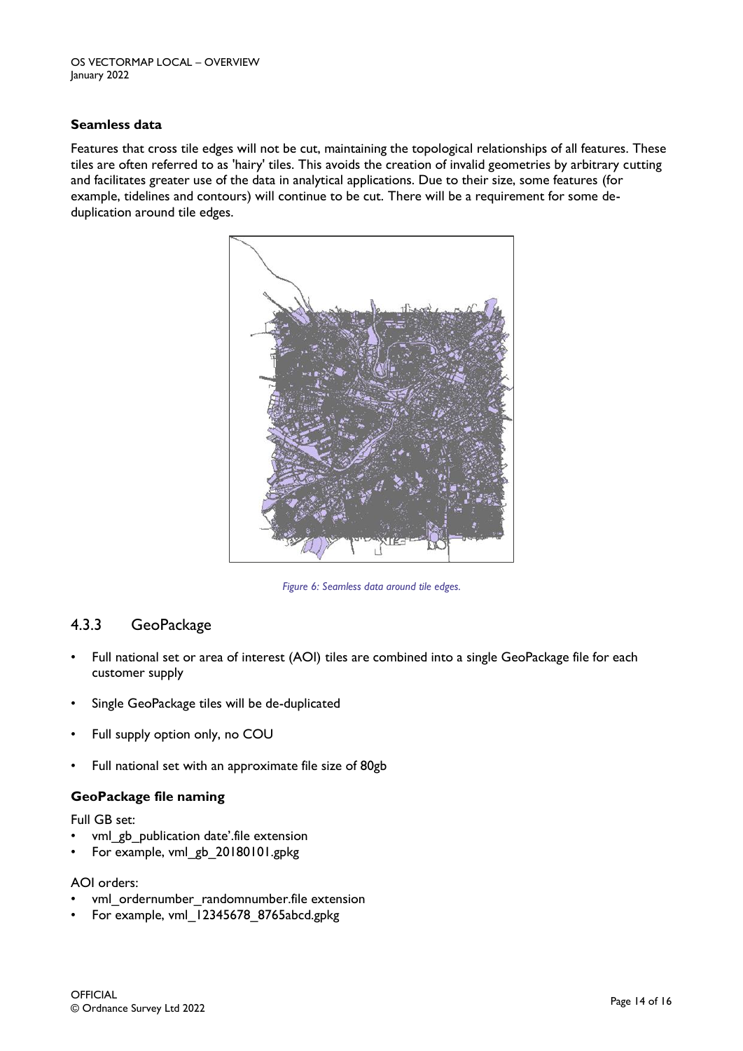### Seamless data

Features that cross tile edges will not be cut, maintaining the topological relationships of all features. These tiles are often referred to as 'hairy' tiles. This avoids the creation of invalid geometries by arbitrary cutting and facilitates greater use of the data in analytical applications. Due to their size, some features (for example, tidelines and contours) will continue to be cut. There will be a requirement for some de-duplication around tile edges.

*Figure 6: Seamless data around tile edges.*

## 4.3.3 GeoPackage

- Full national set or area of interest (AOI) tiles are combined into a single GeoPackage file for each customer supply
- Single GeoPackage tiles will be de-duplicated
- Full supply option only, no COU
- Full national set with an approximate file size of 80gb

### GeoPackage file naming

Full GB set:

- vml_gb_publication date'.file extension
- For example, vml_gb_20180101.gpkg

AOI orders:

- vml_ordernumber_randomnumber.file extension
- For example, vml_12345678_8765abcd.gpkg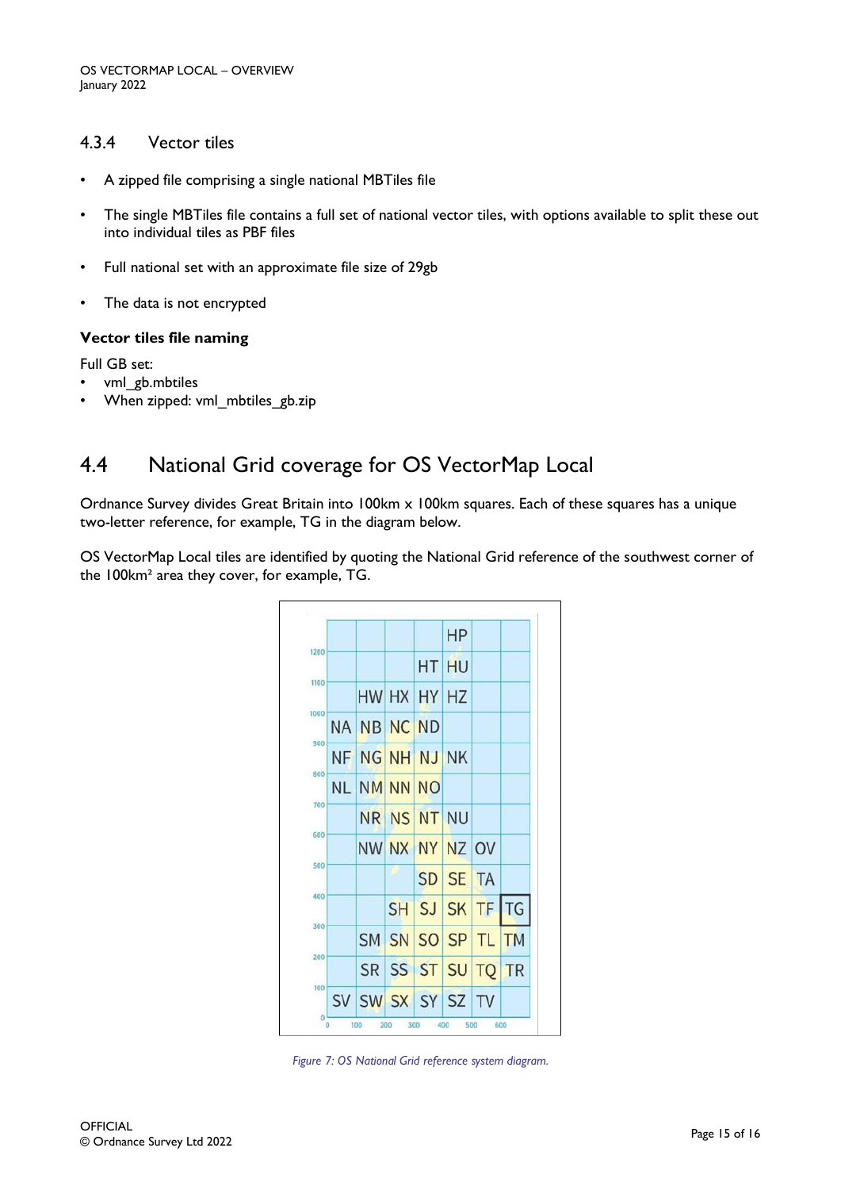### 4.3.4 Vector tiles

- A zipped file comprising a single national MBTiles file
- The single MBTiles file contains a full set of national vector tiles, with options available to split these out into individual tiles as PBF files
- Full national set with an approximate file size of 29gb
- The data is not encrypted

**Vector tiles file naming**

Full GB set:

- vml_gb.mbtiles
- When zipped: vml_mbtiles_gb.zip

## 4.4 National Grid coverage for OS VectorMap Local

Ordnance Survey divides Great Britain into 100km x 100km squares. Each of these squares has a unique two-letter reference, for example, TG in the diagram below.

OS VectorMap Local tiles are identified by quoting the National Grid reference of the southwest corner of the 100km² area they cover, for example, TG.

*Figure 7: OS National Grid reference system diagram.*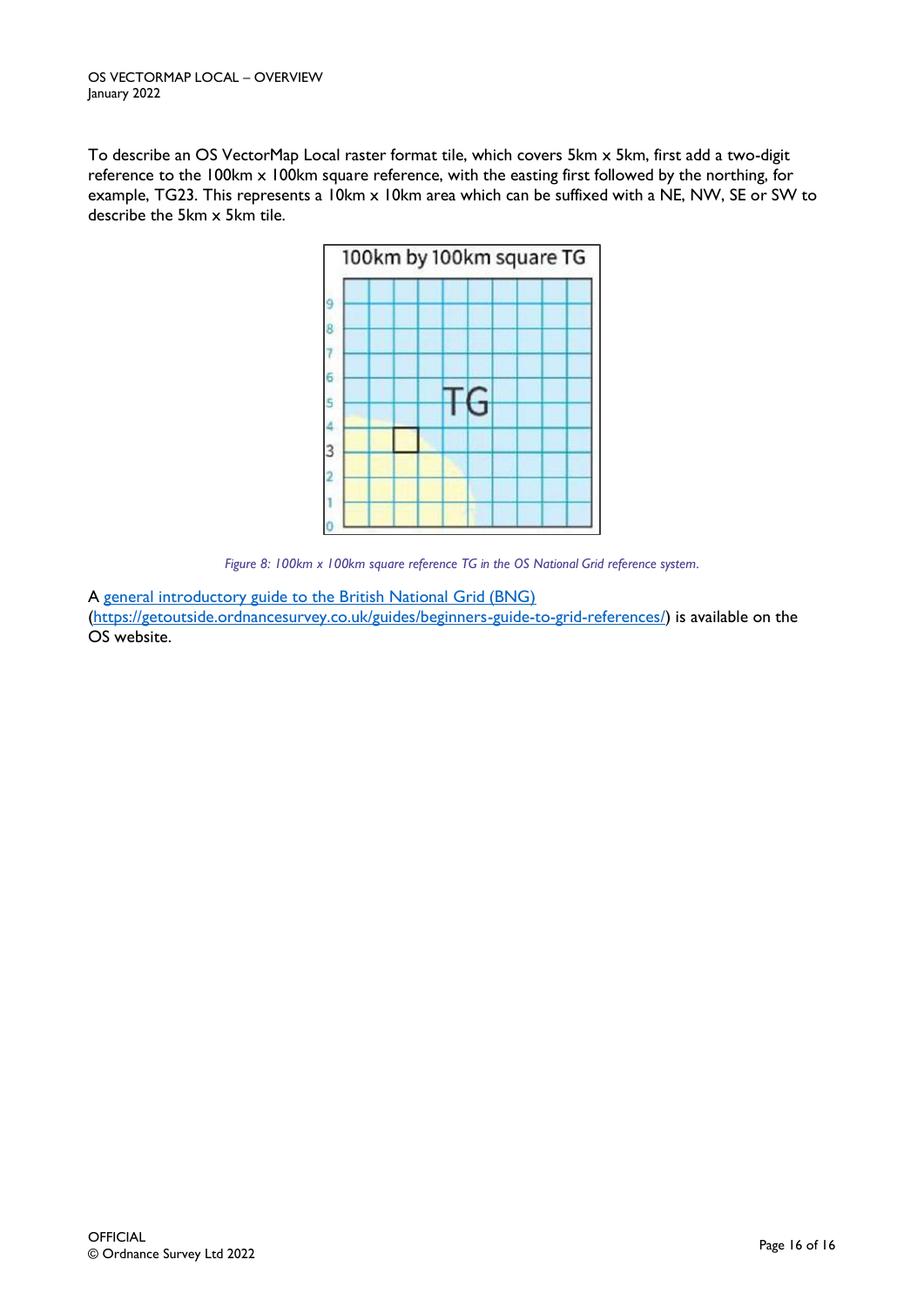To describe an OS VectorMap Local raster format tile, which covers 5km x 5km, first add a two-digit reference to the 100km x 100km square reference, with the easting first followed by the northing, for example, TG23. This represents a 10km x 10km area which can be suffixed with a NE, NW, SE or SW to describe the 5km x 5km tile.

100km by 100km square TG

9
8
7
6
5
4
3
2
1
0

TG

*Figure 8: 100km x 100km square reference TG in the OS National Grid reference system.*

A [general introductory guide to the British National Grid (BNG)](https://getoutside.ordnancesurvey.co.uk/guides/beginners-guide-to-grid-references/) (https://getoutside.ordnancesurvey.co.uk/guides/beginners-guide-to-grid-references/) is available on the OS website.